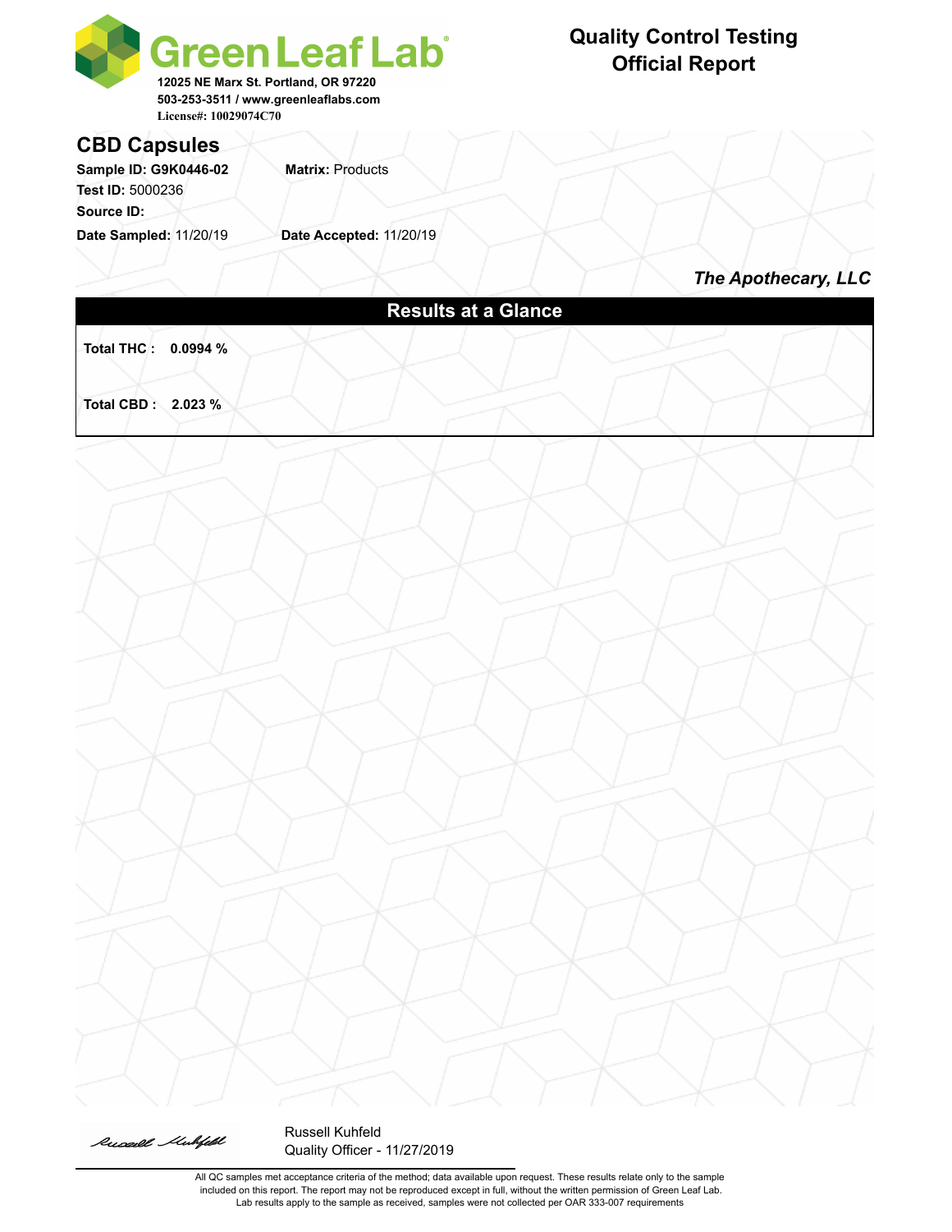# Green Leaf Lab

12025 NE Marx St. Portland, OR 97220
503-253-3511 / www.greenleaflabs.com
License#: 10029074C70

## Quality Control Testing Official Report

## CBD Capsules

**Sample ID: G9K0446-02** **Matrix:** Products
**Test ID:** 5000236
**Source ID:**
**Date Sampled:** 11/20/19 **Date Accepted:** 11/20/19

*The Apothecary, LLC*

### Results at a Glance

**Total THC : 0.0994 %**

**Total CBD : 2.023 %**

Russell Kuhfeld
Quality Officer - 11/27/2019

All QC samples met acceptance criteria of the method; data available upon request. These results relate only to the sample included on this report. The report may not be reproduced except in full, without the written permission of Green Leaf Lab. Lab results apply to the sample as received, samples were not collected per OAR 333-007 requirements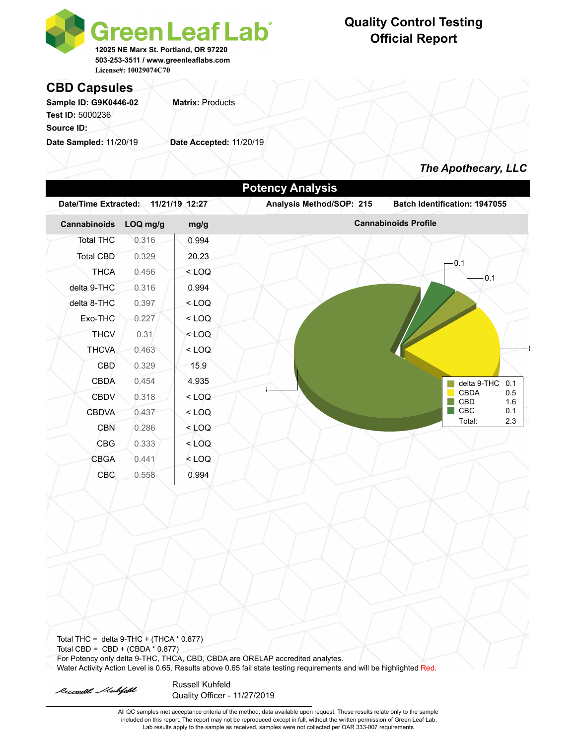# Green Leaf Lab

12025 NE Marx St. Portland, OR 97220
503-253-3511 / www.greenleaflabs.com
License#: 10029074C70

## Quality Control Testing Official Report

## CBD Capsules

**Sample ID:** G9K0446-02 **Matrix:** Products
**Test ID:** 5000236
**Source ID:**
**Date Sampled:** 11/20/19 **Date Accepted:** 11/20/19

*The Apothecary, LLC*

### Potency Analysis

**Date/Time Extracted:** 11/21/19 12:27 **Analysis Method/SOP:** 215 **Batch Identification:** 1947055

| Cannabinoids | LOQ mg/g | mg/g |
|---|---|---|
| Total THC | 0.316 | 0.994 |
| Total CBD | 0.329 | 20.23 |
| THCA | 0.456 | < LOQ |
| delta 9-THC | 0.316 | 0.994 |
| delta 8-THC | 0.397 | < LOQ |
| Exo-THC | 0.227 | < LOQ |
| THCV | 0.31 | < LOQ |
| THCVA | 0.463 | < LOQ |
| CBD | 0.329 | 15.9 |
| CBDA | 0.454 | 4.935 |
| CBDV | 0.318 | < LOQ |
| CBDVA | 0.437 | < LOQ |
| CBN | 0.286 | < LOQ |
| CBG | 0.333 | < LOQ |
| CBGA | 0.441 | < LOQ |
| CBC | 0.558 | 0.994 |

**Cannabinoids Profile**

| | |
|---|---|
| delta 9-THC | 0.1 |
| CBDA | 0.5 |
| CBD | 1.6 |
| CBC | 0.1 |
| Total: | 2.3 |

Total THC = delta 9-THC + (THCA * 0.877)
Total CBD = CBD + (CBDA * 0.877)
For Potency only delta 9-THC, THCA, CBD, CBDA are ORELAP accredited analytes.
Water Activity Action Level is 0.65. Results above 0.65 fail state testing requirements and will be highlighted Red.

Russell Kuhfeld
Quality Officer - 11/27/2019

All QC samples met acceptance criteria of the method; data available upon request. These results relate only to the sample included on this report. The report may not be reproduced except in full, without the written permission of Green Leaf Lab. Lab results apply to the sample as received, samples were not collected per OAR 333-007 requirements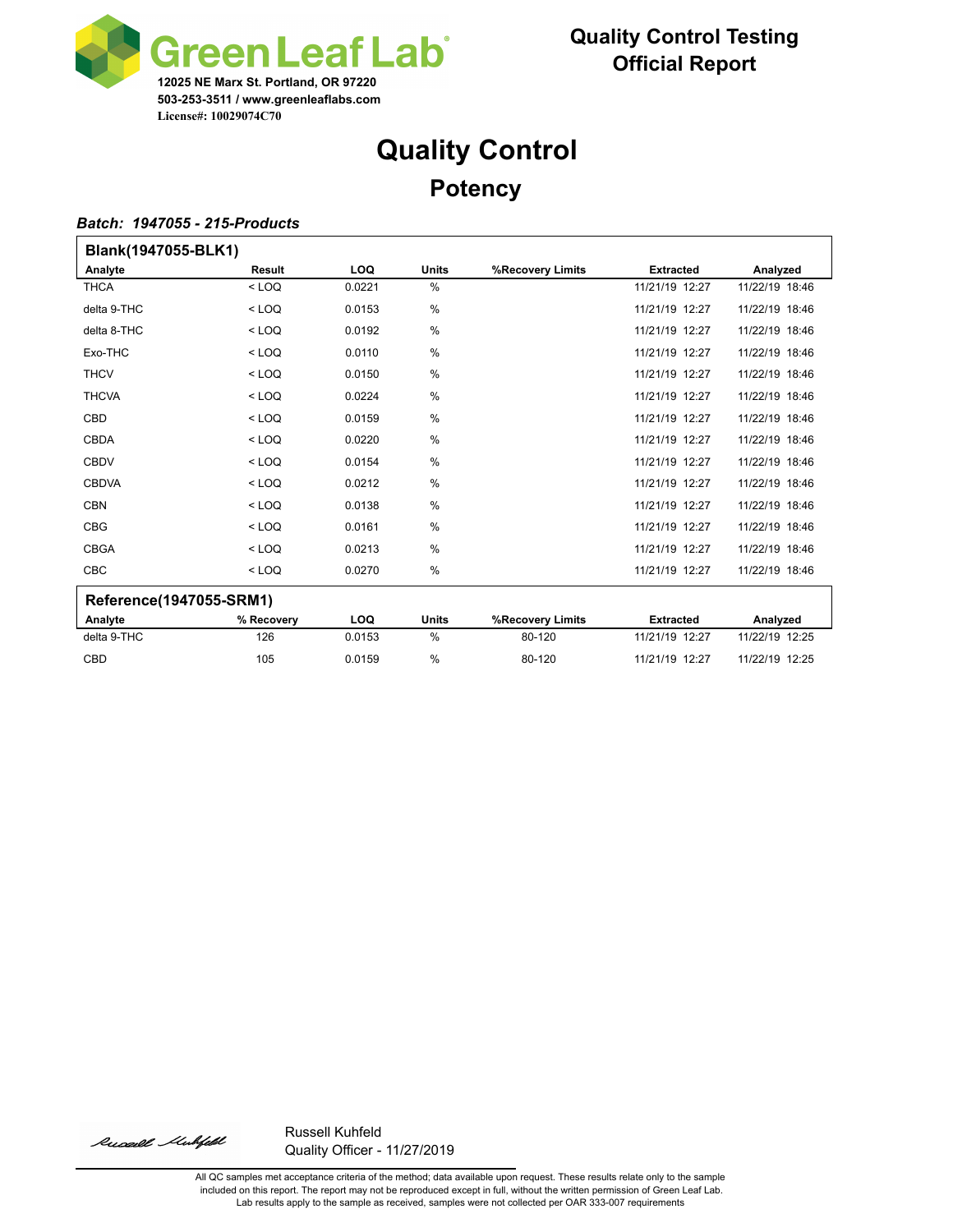# Green Leaf Lab

12025 NE Marx St. Portland, OR 97220
503-253-3511 / www.greenleaflabs.com
License#: 10029074C70

**Quality Control Testing**
**Official Report**

# Quality Control

## Potency

***Batch: 1947055 - 215-Products***

**Blank(1947055-BLK1)**

| Analyte | Result | LOQ | Units | %Recovery Limits | Extracted | Analyzed |
|---|---|---|---|---|---|---|
| THCA | < LOQ | 0.0221 | % | | 11/21/19 12:27 | 11/22/19 18:46 |
| delta 9-THC | < LOQ | 0.0153 | % | | 11/21/19 12:27 | 11/22/19 18:46 |
| delta 8-THC | < LOQ | 0.0192 | % | | 11/21/19 12:27 | 11/22/19 18:46 |
| Exo-THC | < LOQ | 0.0110 | % | | 11/21/19 12:27 | 11/22/19 18:46 |
| THCV | < LOQ | 0.0150 | % | | 11/21/19 12:27 | 11/22/19 18:46 |
| THCVA | < LOQ | 0.0224 | % | | 11/21/19 12:27 | 11/22/19 18:46 |
| CBD | < LOQ | 0.0159 | % | | 11/21/19 12:27 | 11/22/19 18:46 |
| CBDA | < LOQ | 0.0220 | % | | 11/21/19 12:27 | 11/22/19 18:46 |
| CBDV | < LOQ | 0.0154 | % | | 11/21/19 12:27 | 11/22/19 18:46 |
| CBDVA | < LOQ | 0.0212 | % | | 11/21/19 12:27 | 11/22/19 18:46 |
| CBN | < LOQ | 0.0138 | % | | 11/21/19 12:27 | 11/22/19 18:46 |
| CBG | < LOQ | 0.0161 | % | | 11/21/19 12:27 | 11/22/19 18:46 |
| CBGA | < LOQ | 0.0213 | % | | 11/21/19 12:27 | 11/22/19 18:46 |
| CBC | < LOQ | 0.0270 | % | | 11/21/19 12:27 | 11/22/19 18:46 |

**Reference(1947055-SRM1)**

| Analyte | % Recovery | LOQ | Units | %Recovery Limits | Extracted | Analyzed |
|---|---|---|---|---|---|---|
| delta 9-THC | 126 | 0.0153 | % | 80-120 | 11/21/19 12:27 | 11/22/19 12:25 |
| CBD | 105 | 0.0159 | % | 80-120 | 11/21/19 12:27 | 11/22/19 12:25 |

Russell Kuhfeld
Quality Officer - 11/27/2019

All QC samples met acceptance criteria of the method; data available upon request. These results relate only to the sample included on this report. The report may not be reproduced except in full, without the written permission of Green Leaf Lab. Lab results apply to the sample as received, samples were not collected per OAR 333-007 requirements